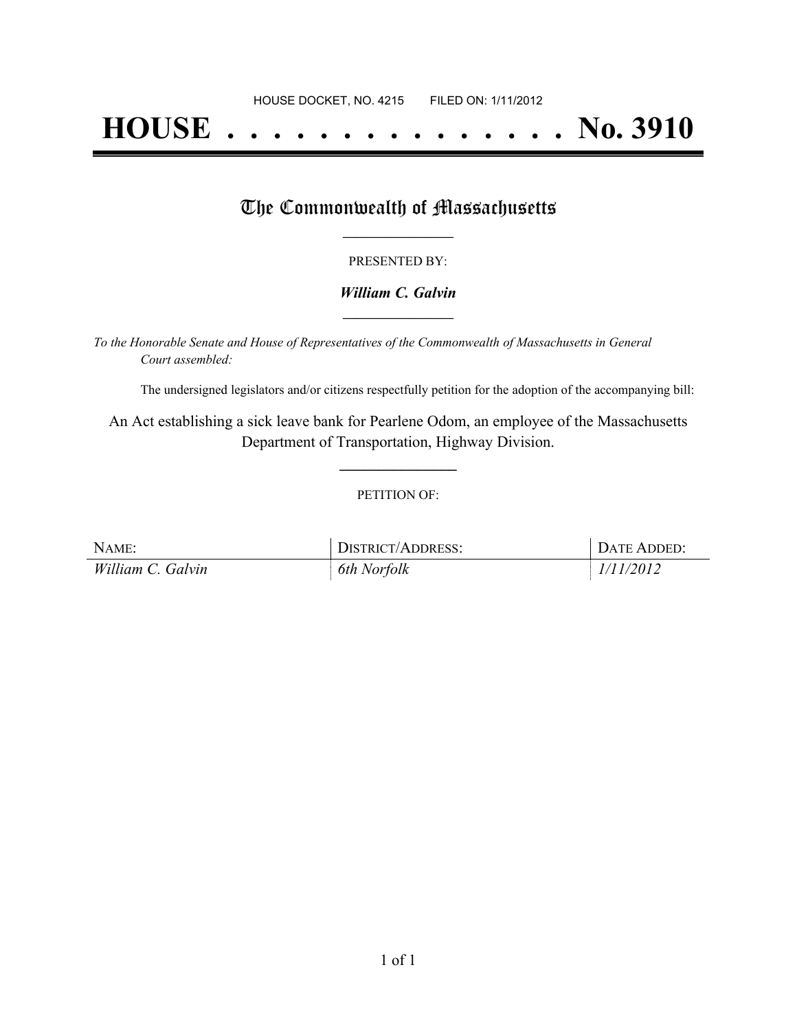HOUSE DOCKET, NO. 4215        FILED ON: 1/11/2012

# HOUSE . . . . . . . . . . . . . . . No. 3910

## The Commonwealth of Massachusetts

PRESENTED BY:

***William C. Galvin***

*To the Honorable Senate and House of Representatives of the Commonwealth of Massachusetts in General Court assembled:*

The undersigned legislators and/or citizens respectfully petition for the adoption of the accompanying bill:

An Act establishing a sick leave bank for Pearlene Odom, an employee of the Massachusetts Department of Transportation, Highway Division.

PETITION OF:

| NAME: | DISTRICT/ADDRESS: | DATE ADDED: |
| --- | --- | --- |
| *William C. Galvin* | *6th Norfolk* | *1/11/2012* |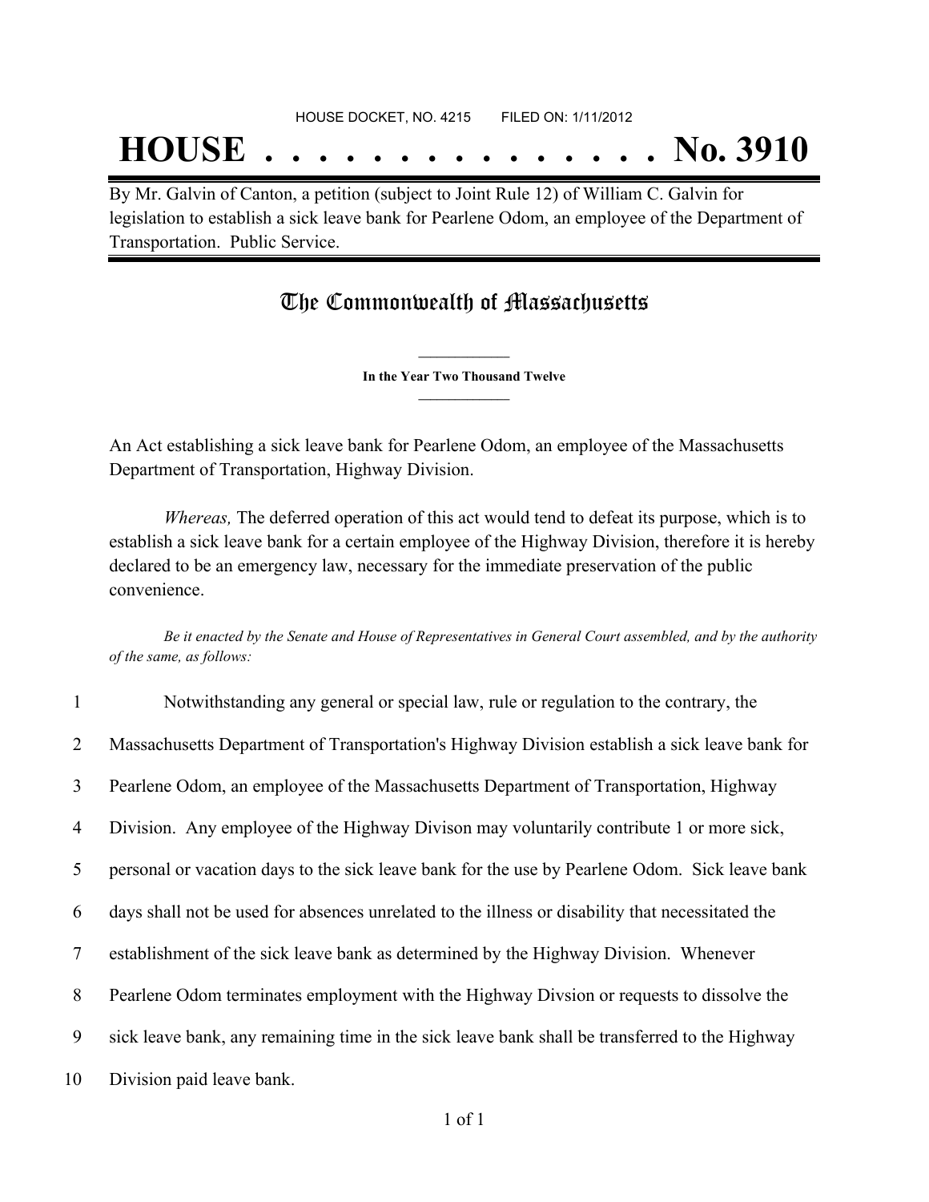HOUSE DOCKET, NO. 4215 FILED ON: 1/11/2012

# HOUSE . . . . . . . . . . . . . . . No. 3910

By Mr. Galvin of Canton, a petition (subject to Joint Rule 12) of William C. Galvin for legislation to establish a sick leave bank for Pearlene Odom, an employee of the Department of Transportation. Public Service.

## The Commonwealth of Massachusetts

**In the Year Two Thousand Twelve**

An Act establishing a sick leave bank for Pearlene Odom, an employee of the Massachusetts Department of Transportation, Highway Division.

*Whereas,* The deferred operation of this act would tend to defeat its purpose, which is to establish a sick leave bank for a certain employee of the Highway Division, therefore it is hereby declared to be an emergency law, necessary for the immediate preservation of the public convenience.

*Be it enacted by the Senate and House of Representatives in General Court assembled, and by the authority of the same, as follows:*

1 Notwithstanding any general or special law, rule or regulation to the contrary, the
2 Massachusetts Department of Transportation's Highway Division establish a sick leave bank for
3 Pearlene Odom, an employee of the Massachusetts Department of Transportation, Highway
4 Division. Any employee of the Highway Divison may voluntarily contribute 1 or more sick,
5 personal or vacation days to the sick leave bank for the use by Pearlene Odom. Sick leave bank
6 days shall not be used for absences unrelated to the illness or disability that necessitated the
7 establishment of the sick leave bank as determined by the Highway Division. Whenever
8 Pearlene Odom terminates employment with the Highway Divsion or requests to dissolve the
9 sick leave bank, any remaining time in the sick leave bank shall be transferred to the Highway
10 Division paid leave bank.